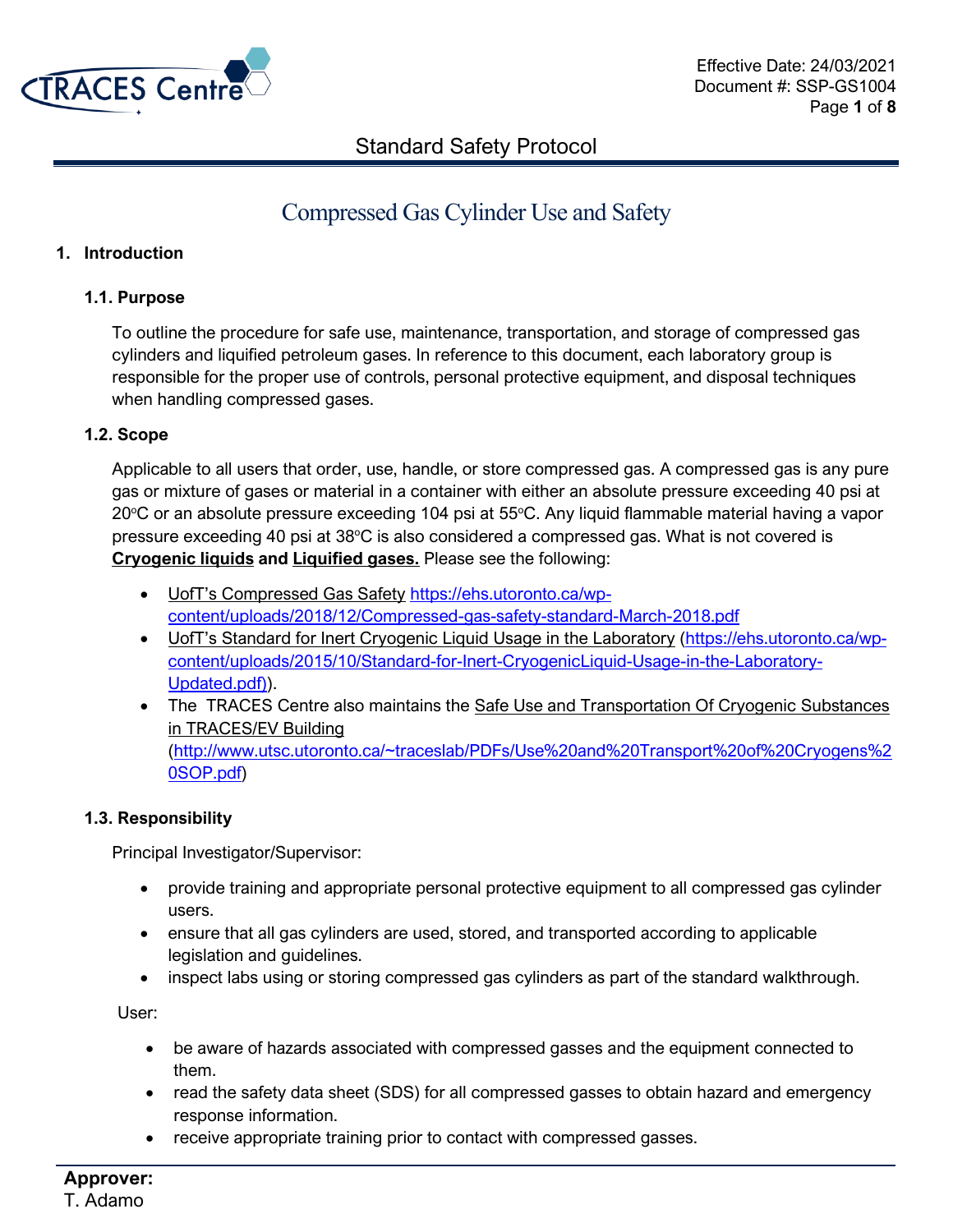Effective Date: 24/03/2021
Document #: SSP-GS1004

Standard Safety Protocol

# Compressed Gas Cylinder Use and Safety

## 1. Introduction

### 1.1. Purpose

To outline the procedure for safe use, maintenance, transportation, and storage of compressed gas cylinders and liquified petroleum gases. In reference to this document, each laboratory group is responsible for the proper use of controls, personal protective equipment, and disposal techniques when handling compressed gases.

### 1.2. Scope

Applicable to all users that order, use, handle, or store compressed gas. A compressed gas is any pure gas or mixture of gases or material in a container with either an absolute pressure exceeding 40 psi at 20$^{o}$C or an absolute pressure exceeding 104 psi at 55$^{o}$C. Any liquid flammable material having a vapor pressure exceeding 40 psi at 38$^{o}$C is also considered a compressed gas. What is not covered is **Cryogenic liquids** and **Liquified gases.** Please see the following:

- UofT's Compressed Gas Safety https://ehs.utoronto.ca/wp-content/uploads/2018/12/Compressed-gas-safety-standard-March-2018.pdf
- UofT's Standard for Inert Cryogenic Liquid Usage in the Laboratory (https://ehs.utoronto.ca/wp-content/uploads/2015/10/Standard-for-Inert-CryogenicLiquid-Usage-in-the-Laboratory-Updated.pdf)).
- The TRACES Centre also maintains the Safe Use and Transportation Of Cryogenic Substances in TRACES/EV Building (http://www.utsc.utoronto.ca/~traceslab/PDFs/Use%20and%20Transport%20of%20Cryogens%20SOP.pdf)

### 1.3. Responsibility

Principal Investigator/Supervisor:

- provide training and appropriate personal protective equipment to all compressed gas cylinder users.
- ensure that all gas cylinders are used, stored, and transported according to applicable legislation and guidelines.
- inspect labs using or storing compressed gas cylinders as part of the standard walkthrough.

User:

- be aware of hazards associated with compressed gasses and the equipment connected to them.
- read the safety data sheet (SDS) for all compressed gasses to obtain hazard and emergency response information.
- receive appropriate training prior to contact with compressed gasses.

**Approver:**
T. Adamo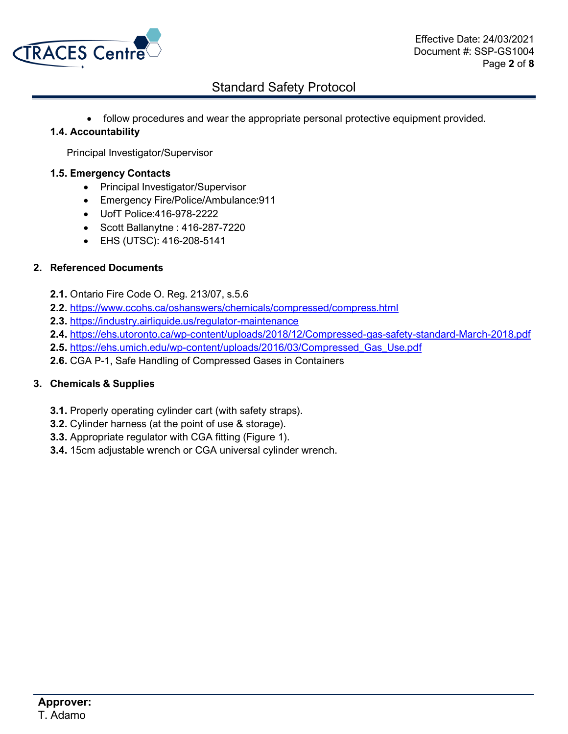- follow procedures and wear the appropriate personal protective equipment provided.

### 1.4. Accountability

Principal Investigator/Supervisor

### 1.5. Emergency Contacts

- Principal Investigator/Supervisor
- Emergency Fire/Police/Ambulance:911
- UofT Police:416-978-2222
- Scott Ballanytne : 416-287-7220
- EHS (UTSC): 416-208-5141

## 2. Referenced Documents

**2.1.** Ontario Fire Code O. Reg. 213/07, s.5.6
**2.2.** https://www.ccohs.ca/oshanswers/chemicals/compressed/compress.html
**2.3.** https://industry.airliquide.us/regulator-maintenance
**2.4.** https://ehs.utoronto.ca/wp-content/uploads/2018/12/Compressed-gas-safety-standard-March-2018.pdf
**2.5.** https://ehs.umich.edu/wp-content/uploads/2016/03/Compressed_Gas_Use.pdf
**2.6.** CGA P-1, Safe Handling of Compressed Gases in Containers

## 3. Chemicals & Supplies

**3.1.** Properly operating cylinder cart (with safety straps).
**3.2.** Cylinder harness (at the point of use & storage).
**3.3.** Appropriate regulator with CGA fitting (Figure 1).
**3.4.** 15cm adjustable wrench or CGA universal cylinder wrench.

**Approver:**
T. Adamo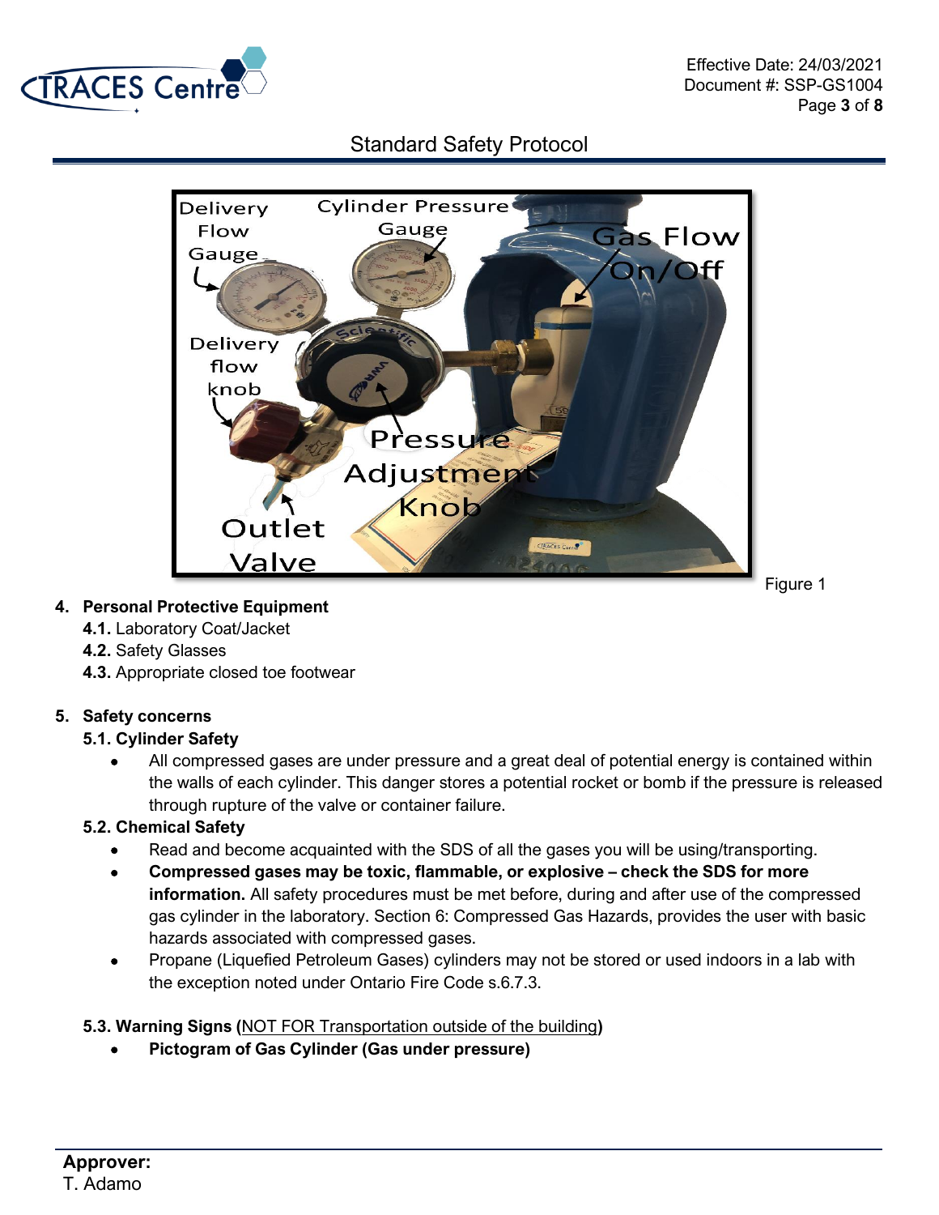Figure 1

## 4. Personal Protective Equipment

**4.1.** Laboratory Coat/Jacket
**4.2.** Safety Glasses
**4.3.** Appropriate closed toe footwear

## 5. Safety concerns

### 5.1. Cylinder Safety

- All compressed gases are under pressure and a great deal of potential energy is contained within the walls of each cylinder. This danger stores a potential rocket or bomb if the pressure is released through rupture of the valve or container failure.

### 5.2. Chemical Safety

- Read and become acquainted with the SDS of all the gases you will be using/transporting.
- **Compressed gases may be toxic, flammable, or explosive – check the SDS for more information.** All safety procedures must be met before, during and after use of the compressed gas cylinder in the laboratory. Section 6: Compressed Gas Hazards, provides the user with basic hazards associated with compressed gases.
- Propane (Liquefied Petroleum Gases) cylinders may not be stored or used indoors in a lab with the exception noted under Ontario Fire Code s.6.7.3.

### 5.3. Warning Signs (NOT FOR Transportation outside of the building)

- **Pictogram of Gas Cylinder (Gas under pressure)**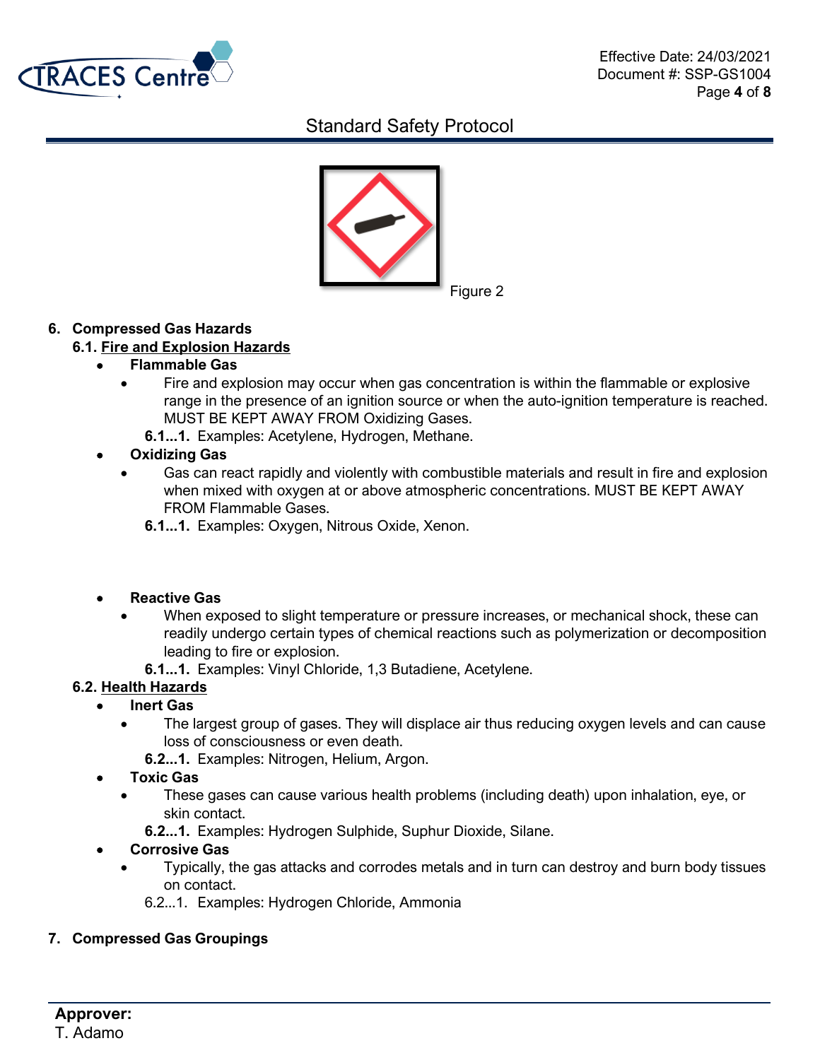Figure 2

6. **Compressed Gas Hazards**

6.1. **Fire and Explosion Hazards**

- **Flammable Gas**
  - Fire and explosion may occur when gas concentration is within the flammable or explosive range in the presence of an ignition source or when the auto-ignition temperature is reached. MUST BE KEPT AWAY FROM Oxidizing Gases.

  **6.1...1.** Examples: Acetylene, Hydrogen, Methane.

- **Oxidizing Gas**
  - Gas can react rapidly and violently with combustible materials and result in fire and explosion when mixed with oxygen at or above atmospheric concentrations. MUST BE KEPT AWAY FROM Flammable Gases.

  **6.1...1.** Examples: Oxygen, Nitrous Oxide, Xenon.

- **Reactive Gas**
  - When exposed to slight temperature or pressure increases, or mechanical shock, these can readily undergo certain types of chemical reactions such as polymerization or decomposition leading to fire or explosion.

  **6.1...1.** Examples: Vinyl Chloride, 1,3 Butadiene, Acetylene.

6.2. **Health Hazards**

- **Inert Gas**
  - The largest group of gases. They will displace air thus reducing oxygen levels and can cause loss of consciousness or even death.

  **6.2...1.** Examples: Nitrogen, Helium, Argon.

- **Toxic Gas**
  - These gases can cause various health problems (including death) upon inhalation, eye, or skin contact.

  **6.2...1.** Examples: Hydrogen Sulphide, Suphur Dioxide, Silane.

- **Corrosive Gas**
  - Typically, the gas attacks and corrodes metals and in turn can destroy and burn body tissues on contact.

  6.2...1. Examples: Hydrogen Chloride, Ammonia

7. **Compressed Gas Groupings**

**Approver:**
T. Adamo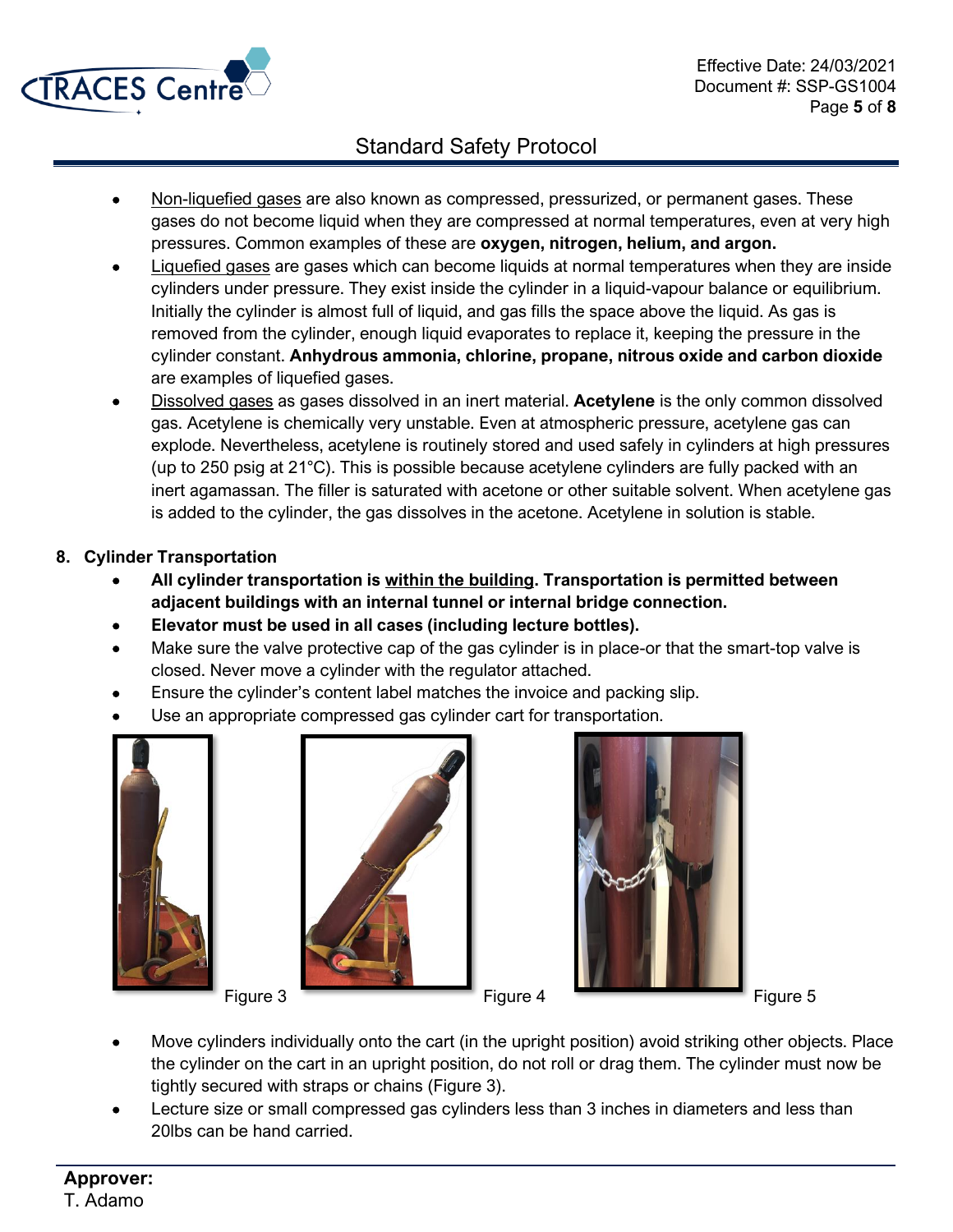- Non-liquefied gases are also known as compressed, pressurized, or permanent gases. These gases do not become liquid when they are compressed at normal temperatures, even at very high pressures. Common examples of these are **oxygen, nitrogen, helium, and argon.**
- Liquefied gases are gases which can become liquids at normal temperatures when they are inside cylinders under pressure. They exist inside the cylinder in a liquid-vapour balance or equilibrium. Initially the cylinder is almost full of liquid, and gas fills the space above the liquid. As gas is removed from the cylinder, enough liquid evaporates to replace it, keeping the pressure in the cylinder constant. **Anhydrous ammonia, chlorine, propane, nitrous oxide and carbon dioxide** are examples of liquefied gases.
- Dissolved gases as gases dissolved in an inert material. **Acetylene** is the only common dissolved gas. Acetylene is chemically very unstable. Even at atmospheric pressure, acetylene gas can explode. Nevertheless, acetylene is routinely stored and used safely in cylinders at high pressures (up to 250 psig at 21°C). This is possible because acetylene cylinders are fully packed with an inert agamassan. The filler is saturated with acetone or other suitable solvent. When acetylene gas is added to the cylinder, the gas dissolves in the acetone. Acetylene in solution is stable.

## 8. Cylinder Transportation

- **All cylinder transportation is within the building. Transportation is permitted between adjacent buildings with an internal tunnel or internal bridge connection.**
- **Elevator must be used in all cases (including lecture bottles).**
- Make sure the valve protective cap of the gas cylinder is in place-or that the smart-top valve is closed. Never move a cylinder with the regulator attached.
- Ensure the cylinder's content label matches the invoice and packing slip.
- Use an appropriate compressed gas cylinder cart for transportation.

Figure 3

Figure 4

Figure 5

- Move cylinders individually onto the cart (in the upright position) avoid striking other objects. Place the cylinder on the cart in an upright position, do not roll or drag them. The cylinder must now be tightly secured with straps or chains (Figure 3).
- Lecture size or small compressed gas cylinders less than 3 inches in diameters and less than 20lbs can be hand carried.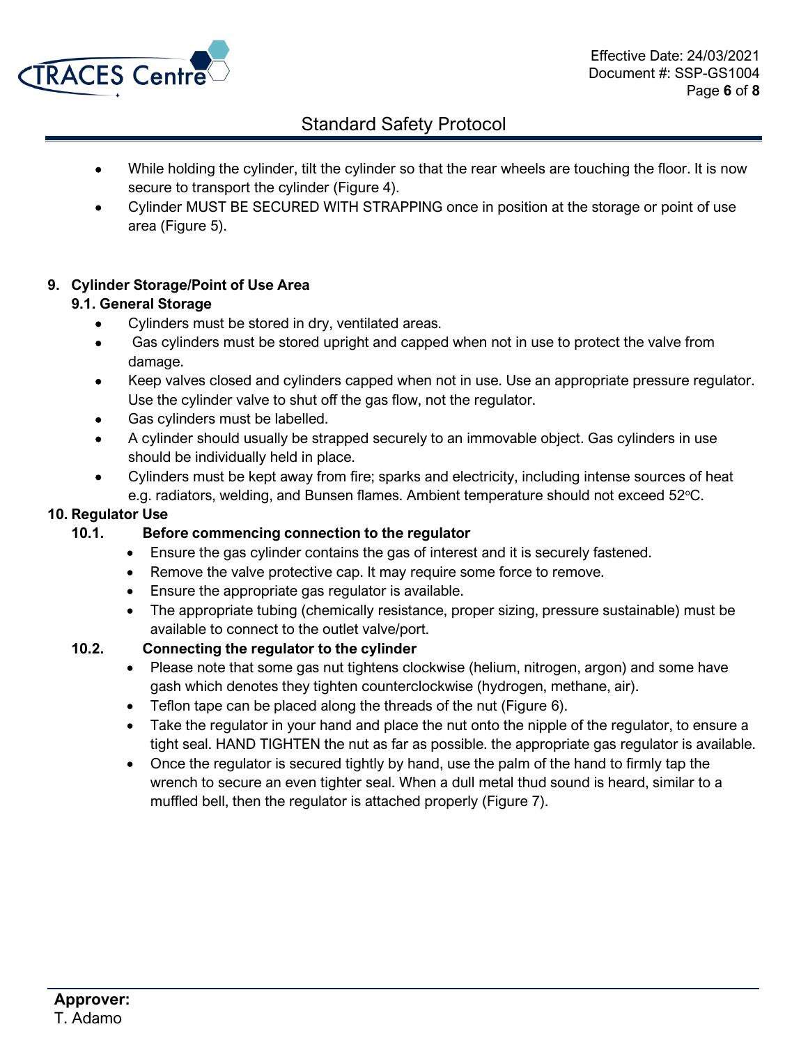- While holding the cylinder, tilt the cylinder so that the rear wheels are touching the floor. It is now secure to transport the cylinder (Figure 4).
- Cylinder MUST BE SECURED WITH STRAPPING once in position at the storage or point of use area (Figure 5).

## 9. Cylinder Storage/Point of Use Area

### 9.1. General Storage

- Cylinders must be stored in dry, ventilated areas.
- Gas cylinders must be stored upright and capped when not in use to protect the valve from damage.
- Keep valves closed and cylinders capped when not in use. Use an appropriate pressure regulator. Use the cylinder valve to shut off the gas flow, not the regulator.
- Gas cylinders must be labelled.
- A cylinder should usually be strapped securely to an immovable object. Gas cylinders in use should be individually held in place.
- Cylinders must be kept away from fire; sparks and electricity, including intense sources of heat e.g. radiators, welding, and Bunsen flames. Ambient temperature should not exceed 52°C.

## 10. Regulator Use

### 10.1. Before commencing connection to the regulator

- Ensure the gas cylinder contains the gas of interest and it is securely fastened.
- Remove the valve protective cap. It may require some force to remove.
- Ensure the appropriate gas regulator is available.
- The appropriate tubing (chemically resistance, proper sizing, pressure sustainable) must be available to connect to the outlet valve/port.

### 10.2. Connecting the regulator to the cylinder

- Please note that some gas nut tightens clockwise (helium, nitrogen, argon) and some have gash which denotes they tighten counterclockwise (hydrogen, methane, air).
- Teflon tape can be placed along the threads of the nut (Figure 6).
- Take the regulator in your hand and place the nut onto the nipple of the regulator, to ensure a tight seal. HAND TIGHTEN the nut as far as possible. the appropriate gas regulator is available.
- Once the regulator is secured tightly by hand, use the palm of the hand to firmly tap the wrench to secure an even tighter seal. When a dull metal thud sound is heard, similar to a muffled bell, then the regulator is attached properly (Figure 7).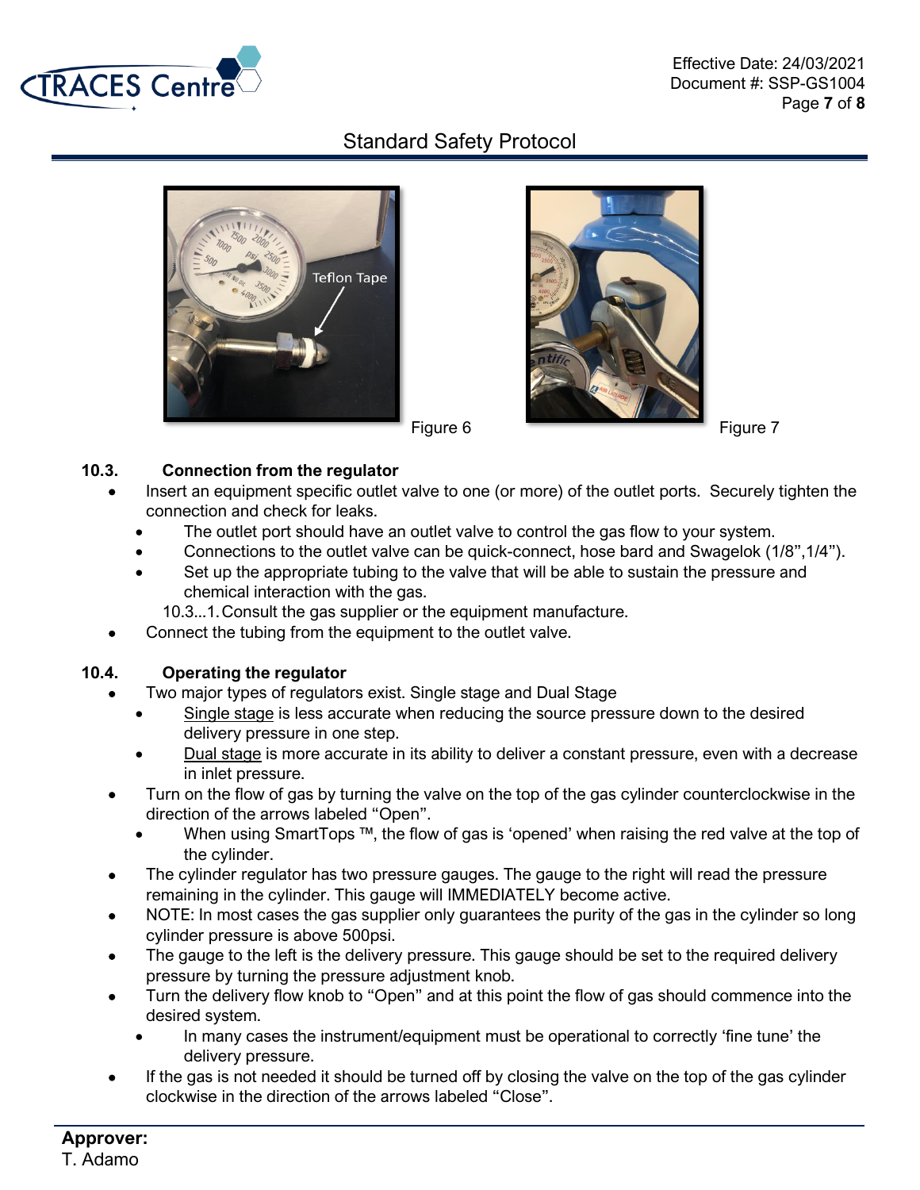Figure 6

Figure 7

**10.3. Connection from the regulator**

- Insert an equipment specific outlet valve to one (or more) of the outlet ports. Securely tighten the connection and check for leaks.
  - The outlet port should have an outlet valve to control the gas flow to your system.
  - Connections to the outlet valve can be quick-connect, hose bard and Swagelok (1/8”,1/4”).
  - Set up the appropriate tubing to the valve that will be able to sustain the pressure and chemical interaction with the gas.

    10.3...1. Consult the gas supplier or the equipment manufacture.
- Connect the tubing from the equipment to the outlet valve.

**10.4. Operating the regulator**

- Two major types of regulators exist. Single stage and Dual Stage
  - Single stage is less accurate when reducing the source pressure down to the desired delivery pressure in one step.
  - Dual stage is more accurate in its ability to deliver a constant pressure, even with a decrease in inlet pressure.
- Turn on the flow of gas by turning the valve on the top of the gas cylinder counterclockwise in the direction of the arrows labeled “Open”.
  - When using SmartTops ™, the flow of gas is ‘opened’ when raising the red valve at the top of the cylinder.
- The cylinder regulator has two pressure gauges. The gauge to the right will read the pressure remaining in the cylinder. This gauge will IMMEDIATELY become active.
- NOTE: In most cases the gas supplier only guarantees the purity of the gas in the cylinder so long cylinder pressure is above 500psi.
- The gauge to the left is the delivery pressure. This gauge should be set to the required delivery pressure by turning the pressure adjustment knob.
- Turn the delivery flow knob to “Open” and at this point the flow of gas should commence into the desired system.
  - In many cases the instrument/equipment must be operational to correctly ‘fine tune’ the delivery pressure.
- If the gas is not needed it should be turned off by closing the valve on the top of the gas cylinder clockwise in the direction of the arrows labeled “Close”.

**Approver:**
T. Adamo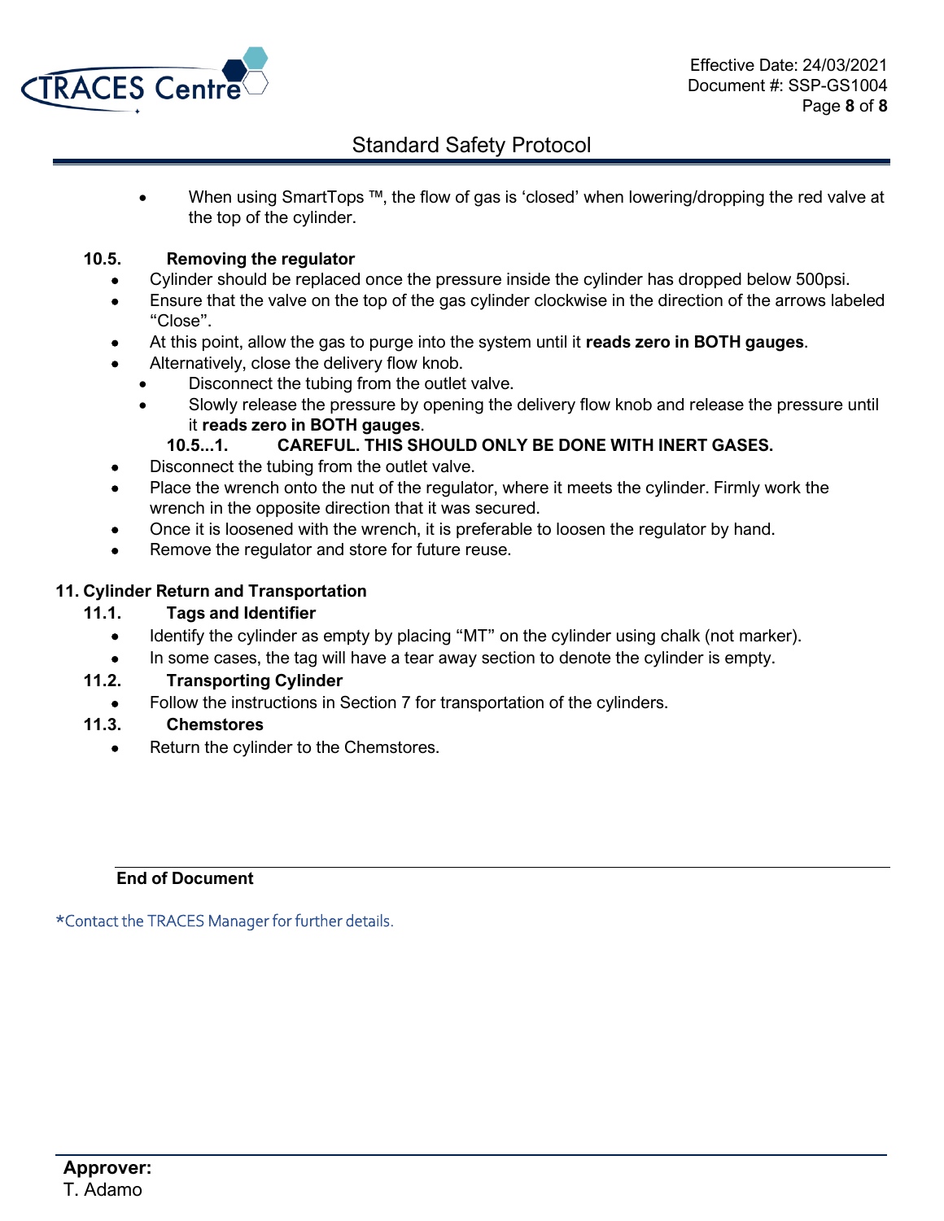- When using SmartTops ™, the flow of gas is 'closed' when lowering/dropping the red valve at the top of the cylinder.

### 10.5. Removing the regulator

- Cylinder should be replaced once the pressure inside the cylinder has dropped below 500psi.
- Ensure that the valve on the top of the gas cylinder clockwise in the direction of the arrows labeled "Close".
- At this point, allow the gas to purge into the system until it **reads zero in BOTH gauges**.
- Alternatively, close the delivery flow knob.
  - Disconnect the tubing from the outlet valve.
  - Slowly release the pressure by opening the delivery flow knob and release the pressure until it **reads zero in BOTH gauges**.

  **10.5...1. CAREFUL. THIS SHOULD ONLY BE DONE WITH INERT GASES.**
- Disconnect the tubing from the outlet valve.
- Place the wrench onto the nut of the regulator, where it meets the cylinder. Firmly work the wrench in the opposite direction that it was secured.
- Once it is loosened with the wrench, it is preferable to loosen the regulator by hand.
- Remove the regulator and store for future reuse.

## 11. Cylinder Return and Transportation

### 11.1. Tags and Identifier

- Identify the cylinder as empty by placing "MT" on the cylinder using chalk (not marker).
- In some cases, the tag will have a tear away section to denote the cylinder is empty.

### 11.2. Transporting Cylinder

- Follow the instructions in Section 7 for transportation of the cylinders.

### 11.3. Chemstores

- Return the cylinder to the Chemstores.

---

**End of Document**

*Contact the TRACES Manager for further details.

**Approver:**
T. Adamo